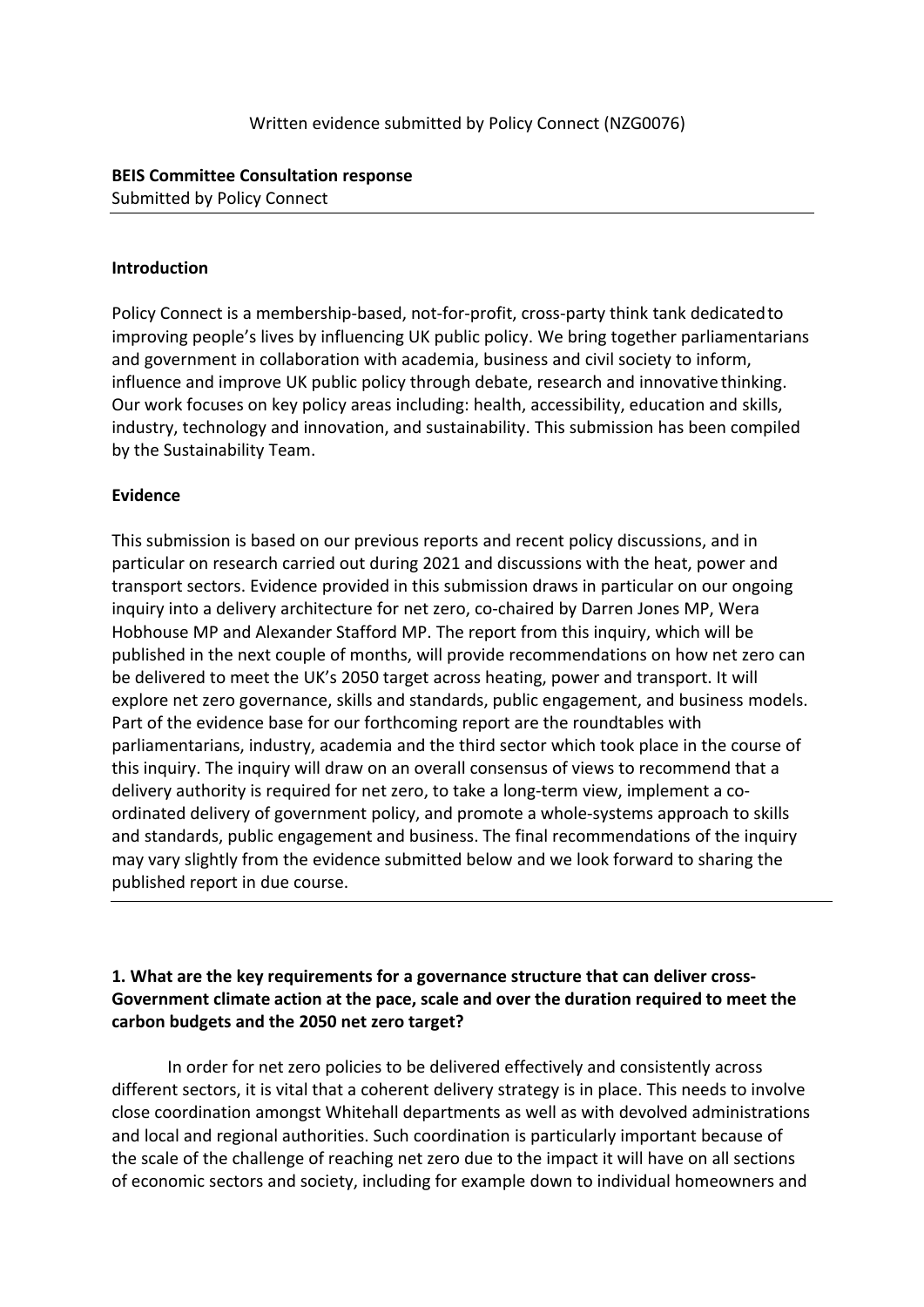Written evidence submitted by Policy Connect (NZG0076)

**BEIS Committee Consultation response**

Submitted by Policy Connect

---

### Introduction

Policy Connect is a membership-based, not-for-profit, cross-party think tank dedicated to improving people's lives by influencing UK public policy. We bring together parliamentarians and government in collaboration with academia, business and civil society to inform, influence and improve UK public policy through debate, research and innovative thinking. Our work focuses on key policy areas including: health, accessibility, education and skills, industry, technology and innovation, and sustainability. This submission has been compiled by the Sustainability Team.

### Evidence

This submission is based on our previous reports and recent policy discussions, and in particular on research carried out during 2021 and discussions with the heat, power and transport sectors. Evidence provided in this submission draws in particular on our ongoing inquiry into a delivery architecture for net zero, co-chaired by Darren Jones MP, Wera Hobhouse MP and Alexander Stafford MP. The report from this inquiry, which will be published in the next couple of months, will provide recommendations on how net zero can be delivered to meet the UK's 2050 target across heating, power and transport. It will explore net zero governance, skills and standards, public engagement, and business models. Part of the evidence base for our forthcoming report are the roundtables with parliamentarians, industry, academia and the third sector which took place in the course of this inquiry. The inquiry will draw on an overall consensus of views to recommend that a delivery authority is required for net zero, to take a long-term view, implement a co-ordinated delivery of government policy, and promote a whole-systems approach to skills and standards, public engagement and business. The final recommendations of the inquiry may vary slightly from the evidence submitted below and we look forward to sharing the published report in due course.

---

### 1. What are the key requirements for a governance structure that can deliver cross-Government climate action at the pace, scale and over the duration required to meet the carbon budgets and the 2050 net zero target?

In order for net zero policies to be delivered effectively and consistently across different sectors, it is vital that a coherent delivery strategy is in place. This needs to involve close coordination amongst Whitehall departments as well as with devolved administrations and local and regional authorities. Such coordination is particularly important because of the scale of the challenge of reaching net zero due to the impact it will have on all sections of economic sectors and society, including for example down to individual homeowners and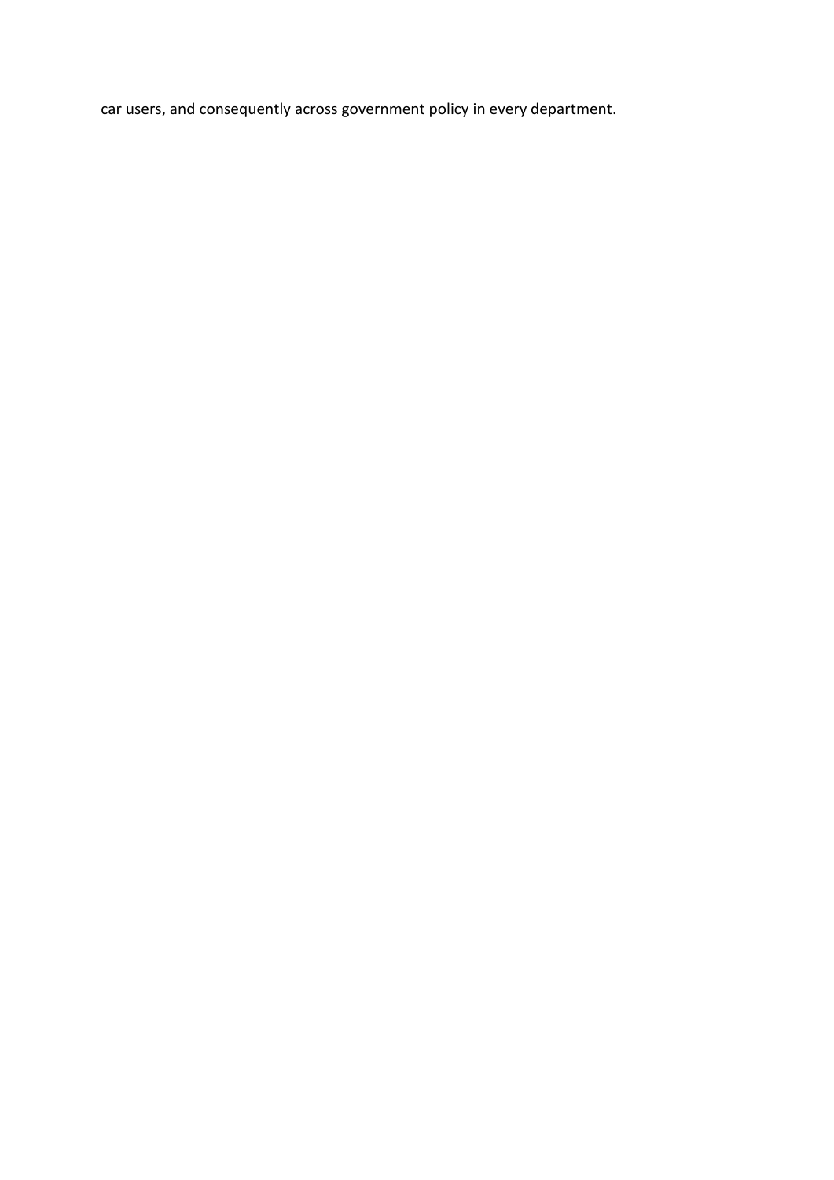car users, and consequently across government policy in every department.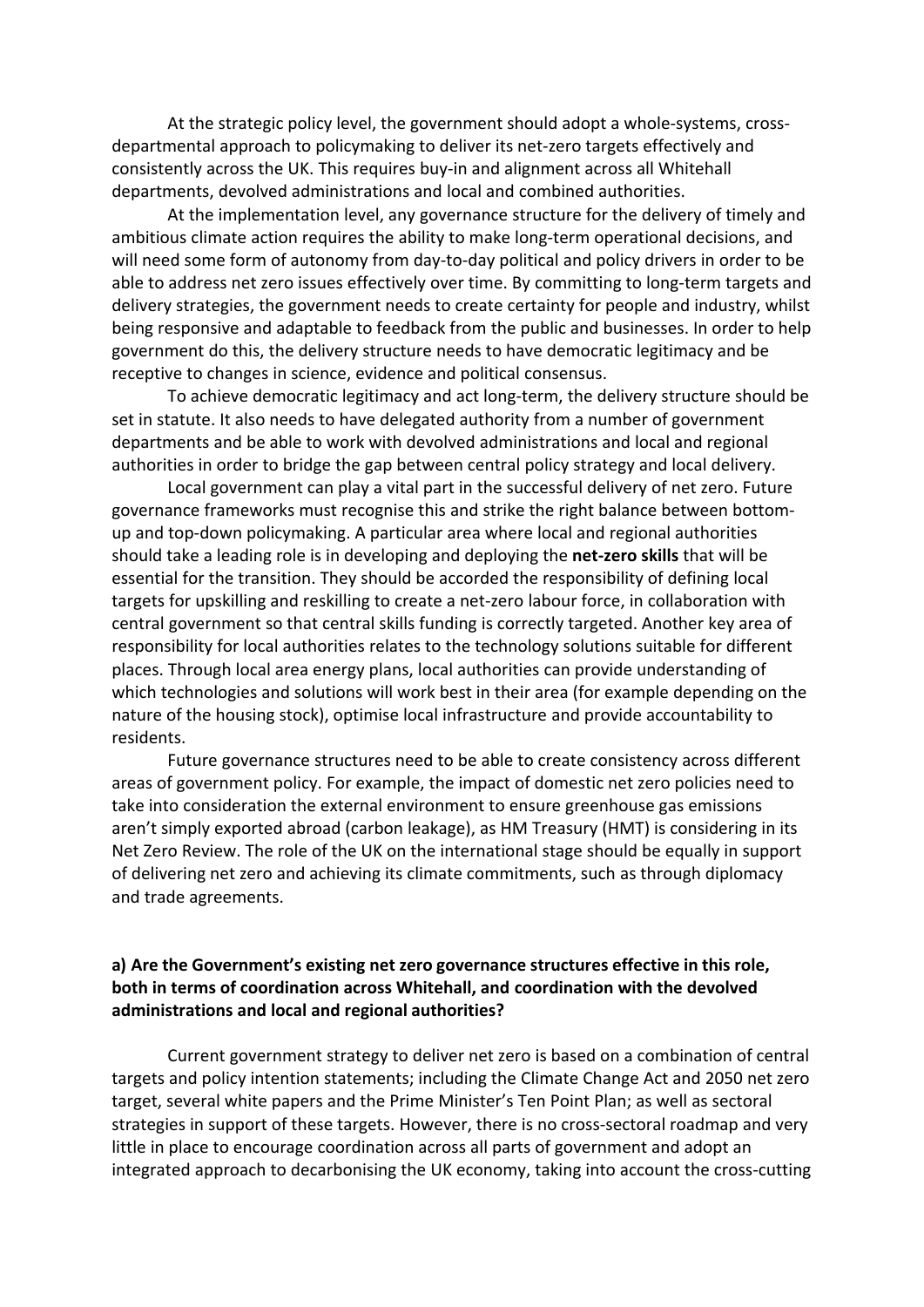At the strategic policy level, the government should adopt a whole-systems, cross-departmental approach to policymaking to deliver its net-zero targets effectively and consistently across the UK. This requires buy-in and alignment across all Whitehall departments, devolved administrations and local and combined authorities.

At the implementation level, any governance structure for the delivery of timely and ambitious climate action requires the ability to make long-term operational decisions, and will need some form of autonomy from day-to-day political and policy drivers in order to be able to address net zero issues effectively over time. By committing to long-term targets and delivery strategies, the government needs to create certainty for people and industry, whilst being responsive and adaptable to feedback from the public and businesses. In order to help government do this, the delivery structure needs to have democratic legitimacy and be receptive to changes in science, evidence and political consensus.

To achieve democratic legitimacy and act long-term, the delivery structure should be set in statute. It also needs to have delegated authority from a number of government departments and be able to work with devolved administrations and local and regional authorities in order to bridge the gap between central policy strategy and local delivery.

Local government can play a vital part in the successful delivery of net zero. Future governance frameworks must recognise this and strike the right balance between bottom-up and top-down policymaking. A particular area where local and regional authorities should take a leading role is in developing and deploying the **net-zero skills** that will be essential for the transition. They should be accorded the responsibility of defining local targets for upskilling and reskilling to create a net-zero labour force, in collaboration with central government so that central skills funding is correctly targeted. Another key area of responsibility for local authorities relates to the technology solutions suitable for different places. Through local area energy plans, local authorities can provide understanding of which technologies and solutions will work best in their area (for example depending on the nature of the housing stock), optimise local infrastructure and provide accountability to residents.

Future governance structures need to be able to create consistency across different areas of government policy. For example, the impact of domestic net zero policies need to take into consideration the external environment to ensure greenhouse gas emissions aren't simply exported abroad (carbon leakage), as HM Treasury (HMT) is considering in its Net Zero Review. The role of the UK on the international stage should be equally in support of delivering net zero and achieving its climate commitments, such as through diplomacy and trade agreements.

**a) Are the Government's existing net zero governance structures effective in this role, both in terms of coordination across Whitehall, and coordination with the devolved administrations and local and regional authorities?**

Current government strategy to deliver net zero is based on a combination of central targets and policy intention statements; including the Climate Change Act and 2050 net zero target, several white papers and the Prime Minister's Ten Point Plan; as well as sectoral strategies in support of these targets. However, there is no cross-sectoral roadmap and very little in place to encourage coordination across all parts of government and adopt an integrated approach to decarbonising the UK economy, taking into account the cross-cutting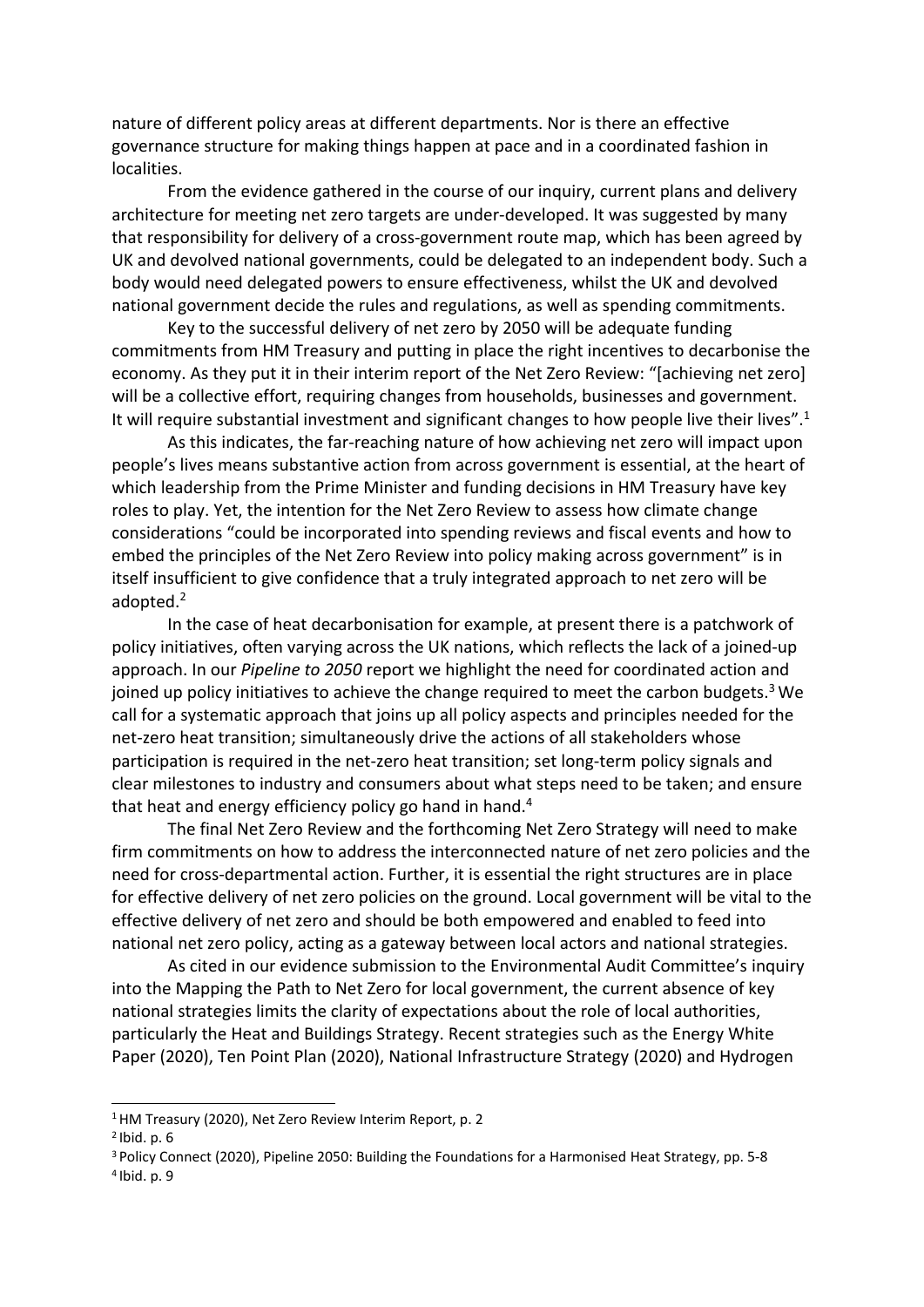nature of different policy areas at different departments. Nor is there an effective governance structure for making things happen at pace and in a coordinated fashion in localities.

From the evidence gathered in the course of our inquiry, current plans and delivery architecture for meeting net zero targets are under-developed. It was suggested by many that responsibility for delivery of a cross-government route map, which has been agreed by UK and devolved national governments, could be delegated to an independent body. Such a body would need delegated powers to ensure effectiveness, whilst the UK and devolved national government decide the rules and regulations, as well as spending commitments.

Key to the successful delivery of net zero by 2050 will be adequate funding commitments from HM Treasury and putting in place the right incentives to decarbonise the economy. As they put it in their interim report of the Net Zero Review: "[achieving net zero] will be a collective effort, requiring changes from households, businesses and government. It will require substantial investment and significant changes to how people live their lives".[1]

As this indicates, the far-reaching nature of how achieving net zero will impact upon people's lives means substantive action from across government is essential, at the heart of which leadership from the Prime Minister and funding decisions in HM Treasury have key roles to play. Yet, the intention for the Net Zero Review to assess how climate change considerations "could be incorporated into spending reviews and fiscal events and how to embed the principles of the Net Zero Review into policy making across government" is in itself insufficient to give confidence that a truly integrated approach to net zero will be adopted.[2]

In the case of heat decarbonisation for example, at present there is a patchwork of policy initiatives, often varying across the UK nations, which reflects the lack of a joined-up approach. In our *Pipeline to 2050* report we highlight the need for coordinated action and joined up policy initiatives to achieve the change required to meet the carbon budgets.[3] We call for a systematic approach that joins up all policy aspects and principles needed for the net-zero heat transition; simultaneously drive the actions of all stakeholders whose participation is required in the net-zero heat transition; set long-term policy signals and clear milestones to industry and consumers about what steps need to be taken; and ensure that heat and energy efficiency policy go hand in hand.[4]

The final Net Zero Review and the forthcoming Net Zero Strategy will need to make firm commitments on how to address the interconnected nature of net zero policies and the need for cross-departmental action. Further, it is essential the right structures are in place for effective delivery of net zero policies on the ground. Local government will be vital to the effective delivery of net zero and should be both empowered and enabled to feed into national net zero policy, acting as a gateway between local actors and national strategies.

As cited in our evidence submission to the Environmental Audit Committee's inquiry into the Mapping the Path to Net Zero for local government, the current absence of key national strategies limits the clarity of expectations about the role of local authorities, particularly the Heat and Buildings Strategy. Recent strategies such as the Energy White Paper (2020), Ten Point Plan (2020), National Infrastructure Strategy (2020) and Hydrogen

---

[1] HM Treasury (2020), Net Zero Review Interim Report, p. 2

[2] Ibid. p. 6

[3] Policy Connect (2020), Pipeline 2050: Building the Foundations for a Harmonised Heat Strategy, pp. 5-8

[4] Ibid. p. 9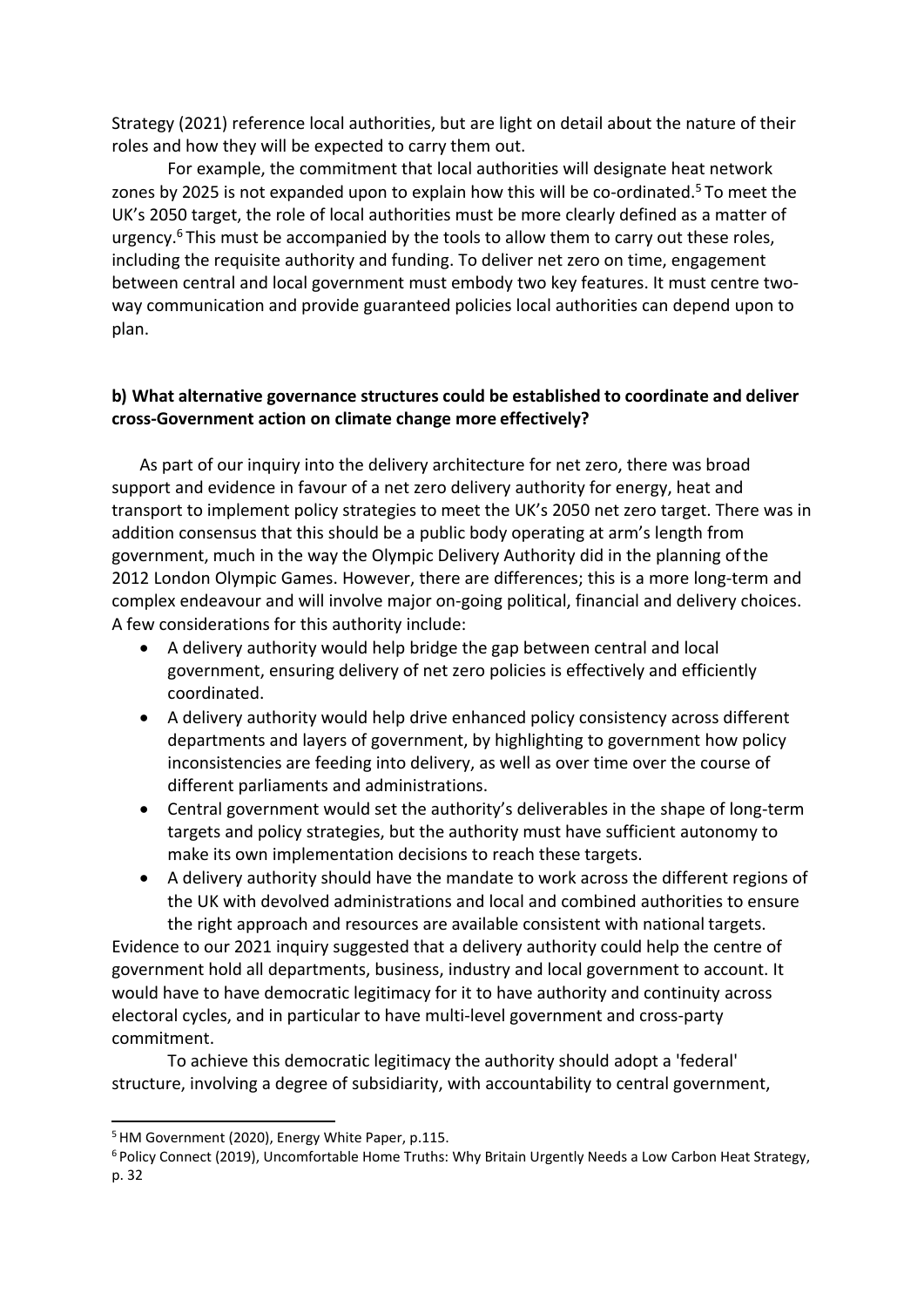Strategy (2021) reference local authorities, but are light on detail about the nature of their roles and how they will be expected to carry them out.

For example, the commitment that local authorities will designate heat network zones by 2025 is not expanded upon to explain how this will be co-ordinated.[5] To meet the UK's 2050 target, the role of local authorities must be more clearly defined as a matter of urgency.[6] This must be accompanied by the tools to allow them to carry out these roles, including the requisite authority and funding. To deliver net zero on time, engagement between central and local government must embody two key features. It must centre two-way communication and provide guaranteed policies local authorities can depend upon to plan.

**b) What alternative governance structures could be established to coordinate and deliver cross-Government action on climate change more effectively?**

As part of our inquiry into the delivery architecture for net zero, there was broad support and evidence in favour of a net zero delivery authority for energy, heat and transport to implement policy strategies to meet the UK's 2050 net zero target. There was in addition consensus that this should be a public body operating at arm's length from government, much in the way the Olympic Delivery Authority did in the planning of the 2012 London Olympic Games. However, there are differences; this is a more long-term and complex endeavour and will involve major on-going political, financial and delivery choices. A few considerations for this authority include:

- A delivery authority would help bridge the gap between central and local government, ensuring delivery of net zero policies is effectively and efficiently coordinated.
- A delivery authority would help drive enhanced policy consistency across different departments and layers of government, by highlighting to government how policy inconsistencies are feeding into delivery, as well as over time over the course of different parliaments and administrations.
- Central government would set the authority's deliverables in the shape of long-term targets and policy strategies, but the authority must have sufficient autonomy to make its own implementation decisions to reach these targets.
- A delivery authority should have the mandate to work across the different regions of the UK with devolved administrations and local and combined authorities to ensure the right approach and resources are available consistent with national targets.

Evidence to our 2021 inquiry suggested that a delivery authority could help the centre of government hold all departments, business, industry and local government to account. It would have to have democratic legitimacy for it to have authority and continuity across electoral cycles, and in particular to have multi-level government and cross-party commitment.

To achieve this democratic legitimacy the authority should adopt a 'federal' structure, involving a degree of subsidiarity, with accountability to central government,

[5] HM Government (2020), Energy White Paper, p.115.

[6] Policy Connect (2019), Uncomfortable Home Truths: Why Britain Urgently Needs a Low Carbon Heat Strategy, p. 32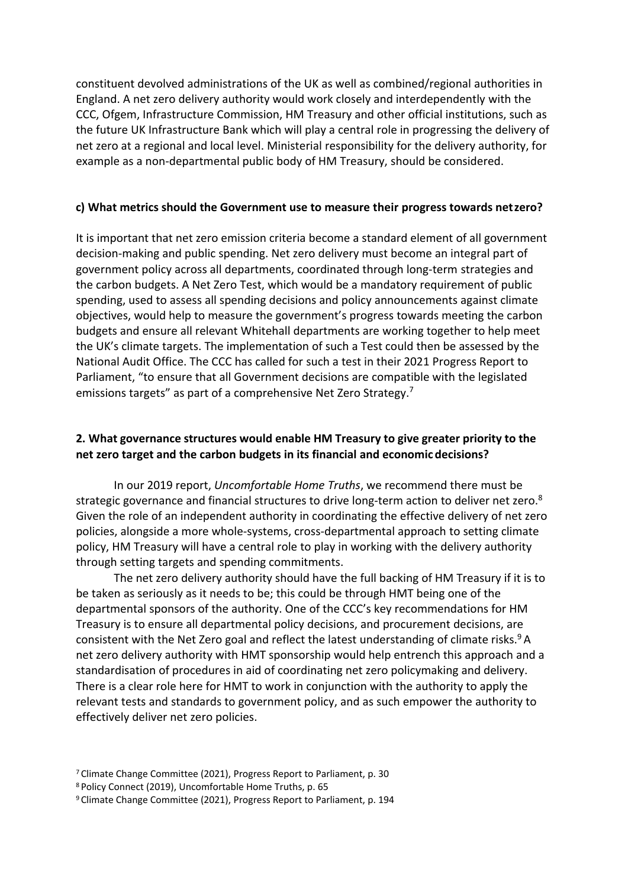constituent devolved administrations of the UK as well as combined/regional authorities in England. A net zero delivery authority would work closely and interdependently with the CCC, Ofgem, Infrastructure Commission, HM Treasury and other official institutions, such as the future UK Infrastructure Bank which will play a central role in progressing the delivery of net zero at a regional and local level. Ministerial responsibility for the delivery authority, for example as a non-departmental public body of HM Treasury, should be considered.

**c) What metrics should the Government use to measure their progress towards net zero?**

It is important that net zero emission criteria become a standard element of all government decision-making and public spending. Net zero delivery must become an integral part of government policy across all departments, coordinated through long-term strategies and the carbon budgets. A Net Zero Test, which would be a mandatory requirement of public spending, used to assess all spending decisions and policy announcements against climate objectives, would help to measure the government's progress towards meeting the carbon budgets and ensure all relevant Whitehall departments are working together to help meet the UK's climate targets. The implementation of such a Test could then be assessed by the National Audit Office. The CCC has called for such a test in their 2021 Progress Report to Parliament, "to ensure that all Government decisions are compatible with the legislated emissions targets" as part of a comprehensive Net Zero Strategy.[7]

## 2. What governance structures would enable HM Treasury to give greater priority to the net zero target and the carbon budgets in its financial and economic decisions?

In our 2019 report, *Uncomfortable Home Truths*, we recommend there must be strategic governance and financial structures to drive long-term action to deliver net zero.[8] Given the role of an independent authority in coordinating the effective delivery of net zero policies, alongside a more whole-systems, cross-departmental approach to setting climate policy, HM Treasury will have a central role to play in working with the delivery authority through setting targets and spending commitments.

The net zero delivery authority should have the full backing of HM Treasury if it is to be taken as seriously as it needs to be; this could be through HMT being one of the departmental sponsors of the authority. One of the CCC's key recommendations for HM Treasury is to ensure all departmental policy decisions, and procurement decisions, are consistent with the Net Zero goal and reflect the latest understanding of climate risks.[9] A net zero delivery authority with HMT sponsorship would help entrench this approach and a standardisation of procedures in aid of coordinating net zero policymaking and delivery. There is a clear role here for HMT to work in conjunction with the authority to apply the relevant tests and standards to government policy, and as such empower the authority to effectively deliver net zero policies.

[7] Climate Change Committee (2021), Progress Report to Parliament, p. 30

[8] Policy Connect (2019), Uncomfortable Home Truths, p. 65

[9] Climate Change Committee (2021), Progress Report to Parliament, p. 194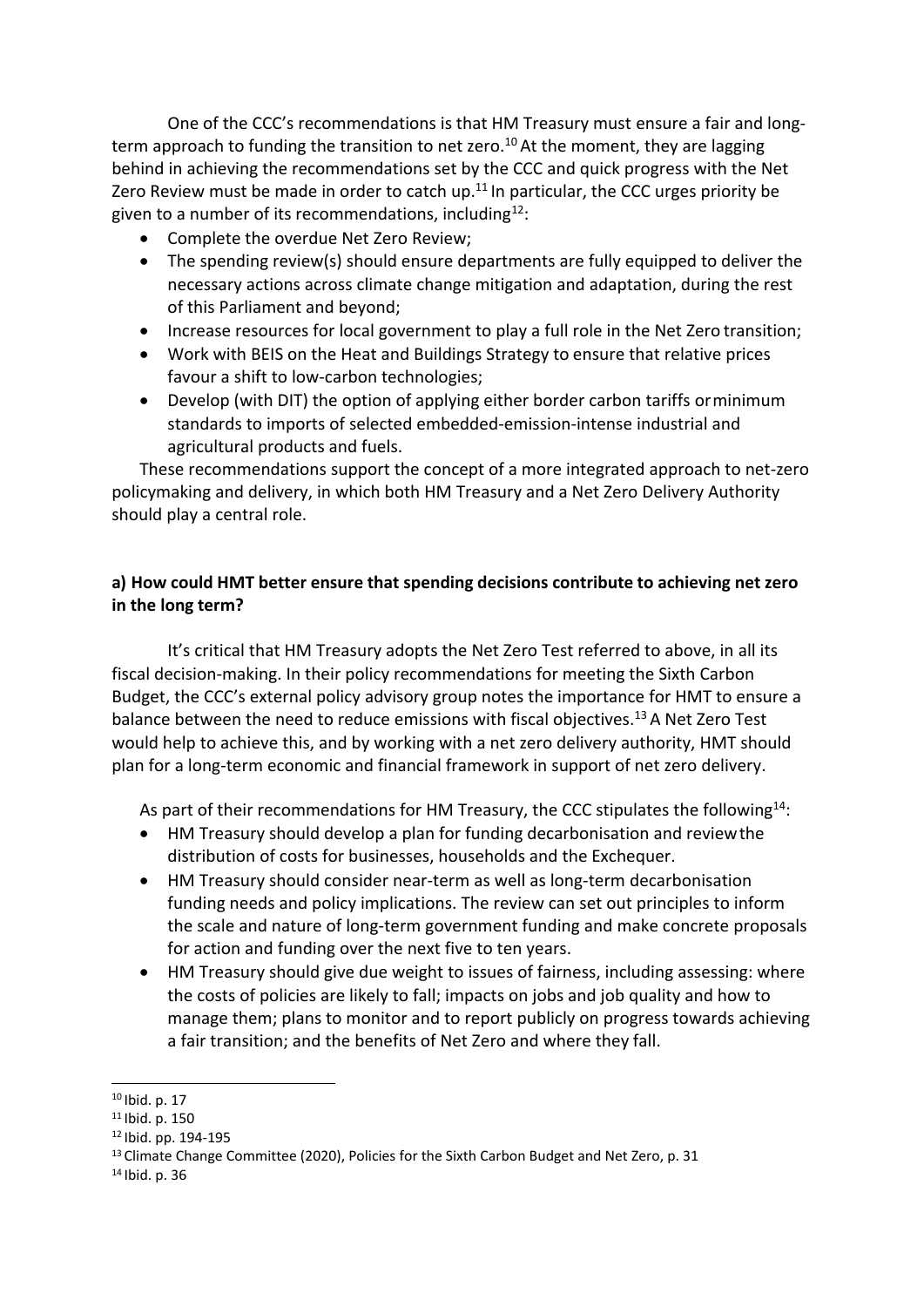One of the CCC's recommendations is that HM Treasury must ensure a fair and long-term approach to funding the transition to net zero.[10] At the moment, they are lagging behind in achieving the recommendations set by the CCC and quick progress with the Net Zero Review must be made in order to catch up.[11] In particular, the CCC urges priority be given to a number of its recommendations, including[12]:

- Complete the overdue Net Zero Review;
- The spending review(s) should ensure departments are fully equipped to deliver the necessary actions across climate change mitigation and adaptation, during the rest of this Parliament and beyond;
- Increase resources for local government to play a full role in the Net Zero transition;
- Work with BEIS on the Heat and Buildings Strategy to ensure that relative prices favour a shift to low-carbon technologies;
- Develop (with DIT) the option of applying either border carbon tariffs or minimum standards to imports of selected embedded-emission-intense industrial and agricultural products and fuels.

These recommendations support the concept of a more integrated approach to net-zero policymaking and delivery, in which both HM Treasury and a Net Zero Delivery Authority should play a central role.

**a) How could HMT better ensure that spending decisions contribute to achieving net zero in the long term?**

It's critical that HM Treasury adopts the Net Zero Test referred to above, in all its fiscal decision-making. In their policy recommendations for meeting the Sixth Carbon Budget, the CCC's external policy advisory group notes the importance for HMT to ensure a balance between the need to reduce emissions with fiscal objectives.[13] A Net Zero Test would help to achieve this, and by working with a net zero delivery authority, HMT should plan for a long-term economic and financial framework in support of net zero delivery.

As part of their recommendations for HM Treasury, the CCC stipulates the following[14]:

- HM Treasury should develop a plan for funding decarbonisation and review the distribution of costs for businesses, households and the Exchequer.
- HM Treasury should consider near-term as well as long-term decarbonisation funding needs and policy implications. The review can set out principles to inform the scale and nature of long-term government funding and make concrete proposals for action and funding over the next five to ten years.
- HM Treasury should give due weight to issues of fairness, including assessing: where the costs of policies are likely to fall; impacts on jobs and job quality and how to manage them; plans to monitor and to report publicly on progress towards achieving a fair transition; and the benefits of Net Zero and where they fall.

---

[10] Ibid. p. 17

[11] Ibid. p. 150

[12] Ibid. pp. 194-195

[13] Climate Change Committee (2020), Policies for the Sixth Carbon Budget and Net Zero, p. 31

[14] Ibid. p. 36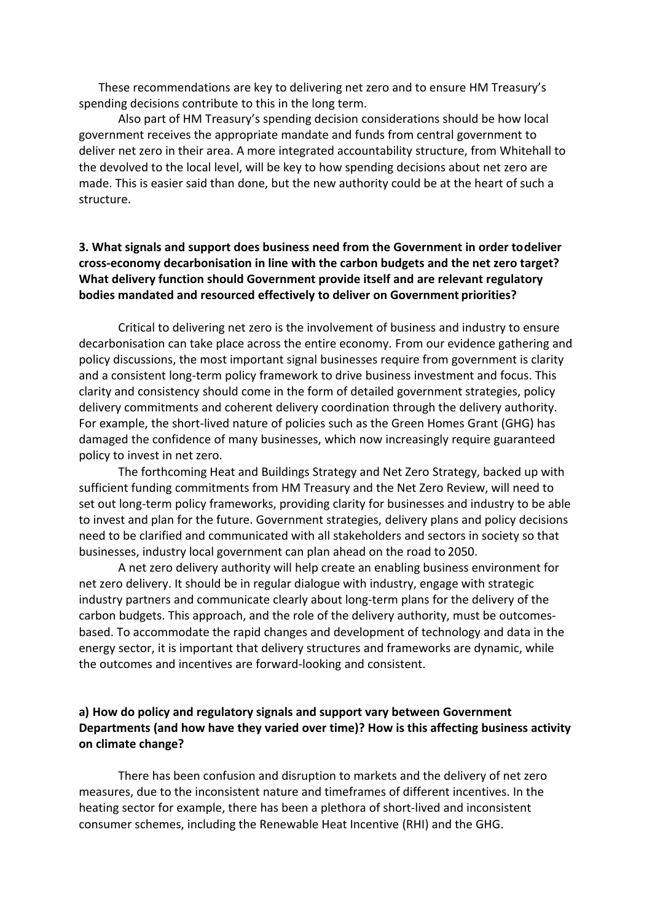These recommendations are key to delivering net zero and to ensure HM Treasury's spending decisions contribute to this in the long term.

Also part of HM Treasury's spending decision considerations should be how local government receives the appropriate mandate and funds from central government to deliver net zero in their area. A more integrated accountability structure, from Whitehall to the devolved to the local level, will be key to how spending decisions about net zero are made. This is easier said than done, but the new authority could be at the heart of such a structure.

**3. What signals and support does business need from the Government in order todeliver cross-economy decarbonisation in line with the carbon budgets and the net zero target? What delivery function should Government provide itself and are relevant regulatory bodies mandated and resourced effectively to deliver on Government priorities?**

Critical to delivering net zero is the involvement of business and industry to ensure decarbonisation can take place across the entire economy. From our evidence gathering and policy discussions, the most important signal businesses require from government is clarity and a consistent long-term policy framework to drive business investment and focus. This clarity and consistency should come in the form of detailed government strategies, policy delivery commitments and coherent delivery coordination through the delivery authority. For example, the short-lived nature of policies such as the Green Homes Grant (GHG) has damaged the confidence of many businesses, which now increasingly require guaranteed policy to invest in net zero.

The forthcoming Heat and Buildings Strategy and Net Zero Strategy, backed up with sufficient funding commitments from HM Treasury and the Net Zero Review, will need to set out long-term policy frameworks, providing clarity for businesses and industry to be able to invest and plan for the future. Government strategies, delivery plans and policy decisions need to be clarified and communicated with all stakeholders and sectors in society so that businesses, industry local government can plan ahead on the road to 2050.

A net zero delivery authority will help create an enabling business environment for net zero delivery. It should be in regular dialogue with industry, engage with strategic industry partners and communicate clearly about long-term plans for the delivery of the carbon budgets. This approach, and the role of the delivery authority, must be outcomes-based. To accommodate the rapid changes and development of technology and data in the energy sector, it is important that delivery structures and frameworks are dynamic, while the outcomes and incentives are forward-looking and consistent.

**a) How do policy and regulatory signals and support vary between Government Departments (and how have they varied over time)? How is this affecting business activity on climate change?**

There has been confusion and disruption to markets and the delivery of net zero measures, due to the inconsistent nature and timeframes of different incentives. In the heating sector for example, there has been a plethora of short-lived and inconsistent consumer schemes, including the Renewable Heat Incentive (RHI) and the GHG.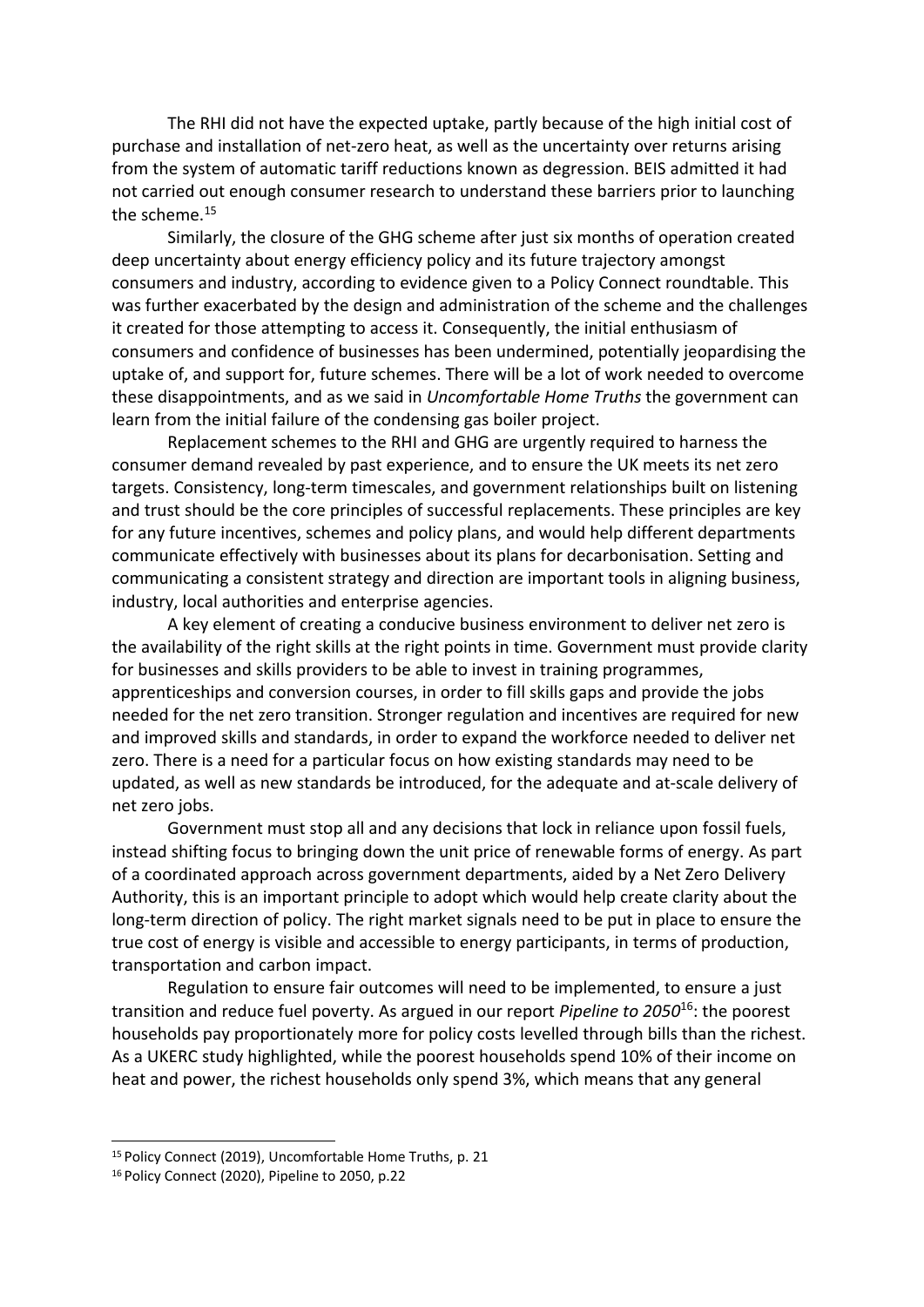The RHI did not have the expected uptake, partly because of the high initial cost of purchase and installation of net-zero heat, as well as the uncertainty over returns arising from the system of automatic tariff reductions known as degression. BEIS admitted it had not carried out enough consumer research to understand these barriers prior to launching the scheme.[15]

Similarly, the closure of the GHG scheme after just six months of operation created deep uncertainty about energy efficiency policy and its future trajectory amongst consumers and industry, according to evidence given to a Policy Connect roundtable. This was further exacerbated by the design and administration of the scheme and the challenges it created for those attempting to access it. Consequently, the initial enthusiasm of consumers and confidence of businesses has been undermined, potentially jeopardising the uptake of, and support for, future schemes. There will be a lot of work needed to overcome these disappointments, and as we said in *Uncomfortable Home Truths* the government can learn from the initial failure of the condensing gas boiler project.

Replacement schemes to the RHI and GHG are urgently required to harness the consumer demand revealed by past experience, and to ensure the UK meets its net zero targets. Consistency, long-term timescales, and government relationships built on listening and trust should be the core principles of successful replacements. These principles are key for any future incentives, schemes and policy plans, and would help different departments communicate effectively with businesses about its plans for decarbonisation. Setting and communicating a consistent strategy and direction are important tools in aligning business, industry, local authorities and enterprise agencies.

A key element of creating a conducive business environment to deliver net zero is the availability of the right skills at the right points in time. Government must provide clarity for businesses and skills providers to be able to invest in training programmes, apprenticeships and conversion courses, in order to fill skills gaps and provide the jobs needed for the net zero transition. Stronger regulation and incentives are required for new and improved skills and standards, in order to expand the workforce needed to deliver net zero. There is a need for a particular focus on how existing standards may need to be updated, as well as new standards be introduced, for the adequate and at-scale delivery of net zero jobs.

Government must stop all and any decisions that lock in reliance upon fossil fuels, instead shifting focus to bringing down the unit price of renewable forms of energy. As part of a coordinated approach across government departments, aided by a Net Zero Delivery Authority, this is an important principle to adopt which would help create clarity about the long-term direction of policy. The right market signals need to be put in place to ensure the true cost of energy is visible and accessible to energy participants, in terms of production, transportation and carbon impact.

Regulation to ensure fair outcomes will need to be implemented, to ensure a just transition and reduce fuel poverty. As argued in our report *Pipeline to 2050*[16]: the poorest households pay proportionately more for policy costs levelled through bills than the richest. As a UKERC study highlighted, while the poorest households spend 10% of their income on heat and power, the richest households only spend 3%, which means that any general

[15] Policy Connect (2019), Uncomfortable Home Truths, p. 21

[16] Policy Connect (2020), Pipeline to 2050, p.22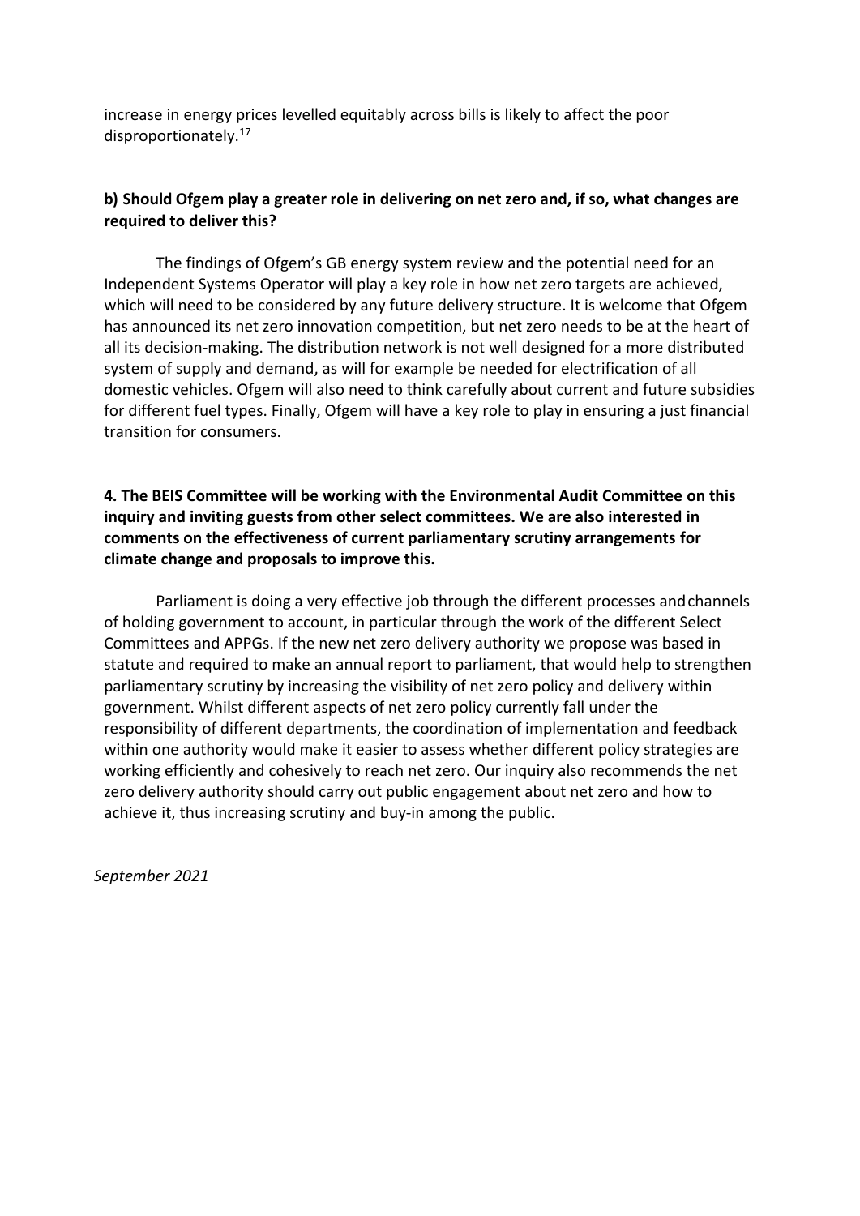increase in energy prices levelled equitably across bills is likely to affect the poor disproportionately.[17]

**b) Should Ofgem play a greater role in delivering on net zero and, if so, what changes are required to deliver this?**

The findings of Ofgem's GB energy system review and the potential need for an Independent Systems Operator will play a key role in how net zero targets are achieved, which will need to be considered by any future delivery structure. It is welcome that Ofgem has announced its net zero innovation competition, but net zero needs to be at the heart of all its decision-making. The distribution network is not well designed for a more distributed system of supply and demand, as will for example be needed for electrification of all domestic vehicles. Ofgem will also need to think carefully about current and future subsidies for different fuel types. Finally, Ofgem will have a key role to play in ensuring a just financial transition for consumers.

**4. The BEIS Committee will be working with the Environmental Audit Committee on this inquiry and inviting guests from other select committees. We are also interested in comments on the effectiveness of current parliamentary scrutiny arrangements for climate change and proposals to improve this.**

Parliament is doing a very effective job through the different processes and channels of holding government to account, in particular through the work of the different Select Committees and APPGs. If the new net zero delivery authority we propose was based in statute and required to make an annual report to parliament, that would help to strengthen parliamentary scrutiny by increasing the visibility of net zero policy and delivery within government. Whilst different aspects of net zero policy currently fall under the responsibility of different departments, the coordination of implementation and feedback within one authority would make it easier to assess whether different policy strategies are working efficiently and cohesively to reach net zero. Our inquiry also recommends the net zero delivery authority should carry out public engagement about net zero and how to achieve it, thus increasing scrutiny and buy-in among the public.

*September 2021*